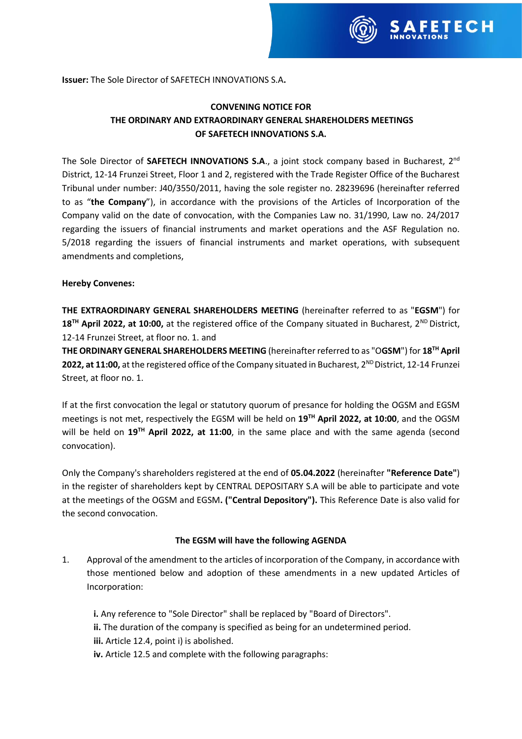**Issuer:** The Sole Director of SAFETECH INNOVATIONS S.A**.**

**CONVENING NOTICE FOR**
**THE ORDINARY AND EXTRAORDINARY GENERAL SHAREHOLDERS MEETINGS**
**OF SAFETECH INNOVATIONS S.A.**

The Sole Director of **SAFETECH INNOVATIONS S.A**., a joint stock company based in Bucharest, 2nd District, 12-14 Frunzei Street, Floor 1 and 2, registered with the Trade Register Office of the Bucharest Tribunal under number: J40/3550/2011, having the sole register no. 28239696 (hereinafter referred to as "**the Company**"), in accordance with the provisions of the Articles of Incorporation of the Company valid on the date of convocation, with the Companies Law no. 31/1990, Law no. 24/2017 regarding the issuers of financial instruments and market operations and the ASF Regulation no. 5/2018 regarding the issuers of financial instruments and market operations, with subsequent amendments and completions,

**Hereby Convenes:**

**THE EXTRAORDINARY GENERAL SHAREHOLDERS MEETING** (hereinafter referred to as "**EGSM**") for **18TH April 2022, at 10:00,** at the registered office of the Company situated in Bucharest, 2ND District, 12-14 Frunzei Street, at floor no. 1. and
**THE ORDINARY GENERAL SHAREHOLDERS MEETING** (hereinafter referred to as "O**GSM**") for **18TH April 2022, at 11:00,** at the registered office of the Company situated in Bucharest, 2ND District, 12-14 Frunzei Street, at floor no. 1.

If at the first convocation the legal or statutory quorum of presance for holding the OGSM and EGSM meetings is not met, respectively the EGSM will be held on **19TH April 2022, at 10:00**, and the OGSM will be held on **19TH April 2022, at 11:00**, in the same place and with the same agenda (second convocation).

Only the Company's shareholders registered at the end of **05.04.2022** (hereinafter **"Reference Date"**) in the register of shareholders kept by CENTRAL DEPOSITARY S.A will be able to participate and vote at the meetings of the OGSM and EGSM**. ("Central Depository").** This Reference Date is also valid for the second convocation.

**The EGSM will have the following AGENDA**

1. Approval of the amendment to the articles of incorporation of the Company, in accordance with those mentioned below and adoption of these amendments in a new updated Articles of Incorporation:

   **i.** Any reference to "Sole Director" shall be replaced by "Board of Directors".
   **ii.** The duration of the company is specified as being for an undetermined period.
   **iii.** Article 12.4, point i) is abolished.
   **iv.** Article 12.5 and complete with the following paragraphs: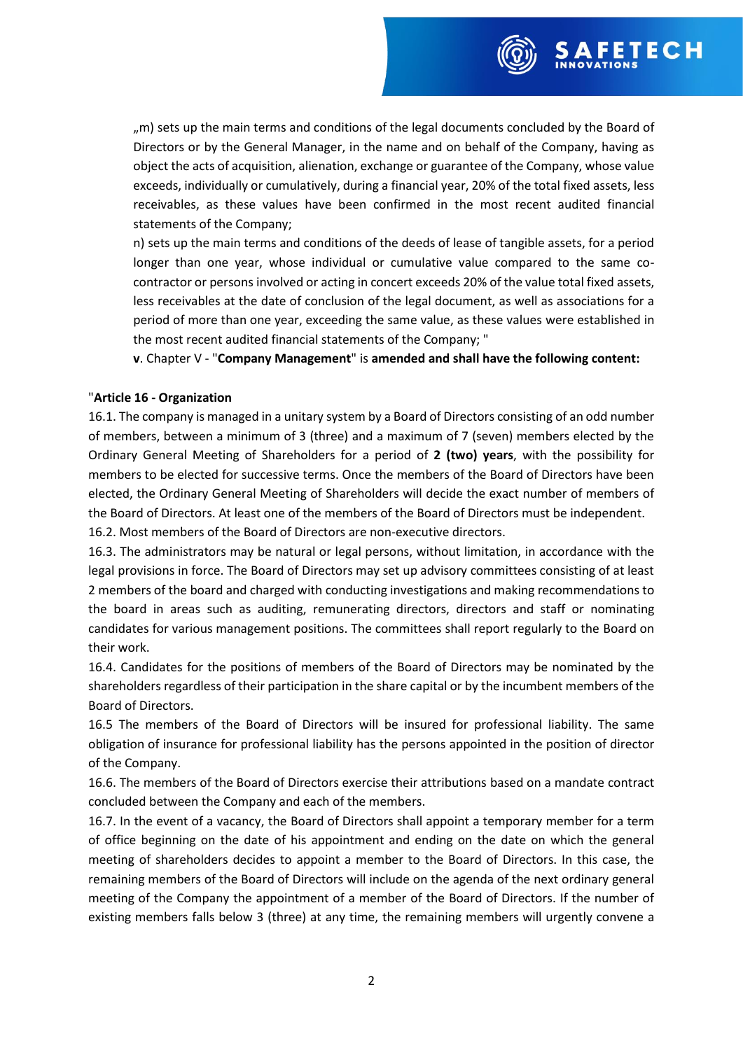„m) sets up the main terms and conditions of the legal documents concluded by the Board of Directors or by the General Manager, in the name and on behalf of the Company, having as object the acts of acquisition, alienation, exchange or guarantee of the Company, whose value exceeds, individually or cumulatively, during a financial year, 20% of the total fixed assets, less receivables, as these values have been confirmed in the most recent audited financial statements of the Company;

n) sets up the main terms and conditions of the deeds of lease of tangible assets, for a period longer than one year, whose individual or cumulative value compared to the same co-contractor or persons involved or acting in concert exceeds 20% of the value total fixed assets, less receivables at the date of conclusion of the legal document, as well as associations for a period of more than one year, exceeding the same value, as these values were established in the most recent audited financial statements of the Company; "

**v**. Chapter V - "**Company Management**" is **amended and shall have the following content:**

"**Article 16 - Organization**

16.1. The company is managed in a unitary system by a Board of Directors consisting of an odd number of members, between a minimum of 3 (three) and a maximum of 7 (seven) members elected by the Ordinary General Meeting of Shareholders for a period of **2 (two) years**, with the possibility for members to be elected for successive terms. Once the members of the Board of Directors have been elected, the Ordinary General Meeting of Shareholders will decide the exact number of members of the Board of Directors. At least one of the members of the Board of Directors must be independent.

16.2. Most members of the Board of Directors are non-executive directors.

16.3. The administrators may be natural or legal persons, without limitation, in accordance with the legal provisions in force. The Board of Directors may set up advisory committees consisting of at least 2 members of the board and charged with conducting investigations and making recommendations to the board in areas such as auditing, remunerating directors, directors and staff or nominating candidates for various management positions. The committees shall report regularly to the Board on their work.

16.4. Candidates for the positions of members of the Board of Directors may be nominated by the shareholders regardless of their participation in the share capital or by the incumbent members of the Board of Directors.

16.5 The members of the Board of Directors will be insured for professional liability. The same obligation of insurance for professional liability has the persons appointed in the position of director of the Company.

16.6. The members of the Board of Directors exercise their attributions based on a mandate contract concluded between the Company and each of the members.

16.7. In the event of a vacancy, the Board of Directors shall appoint a temporary member for a term of office beginning on the date of his appointment and ending on the date on which the general meeting of shareholders decides to appoint a member to the Board of Directors. In this case, the remaining members of the Board of Directors will include on the agenda of the next ordinary general meeting of the Company the appointment of a member of the Board of Directors. If the number of existing members falls below 3 (three) at any time, the remaining members will urgently convene a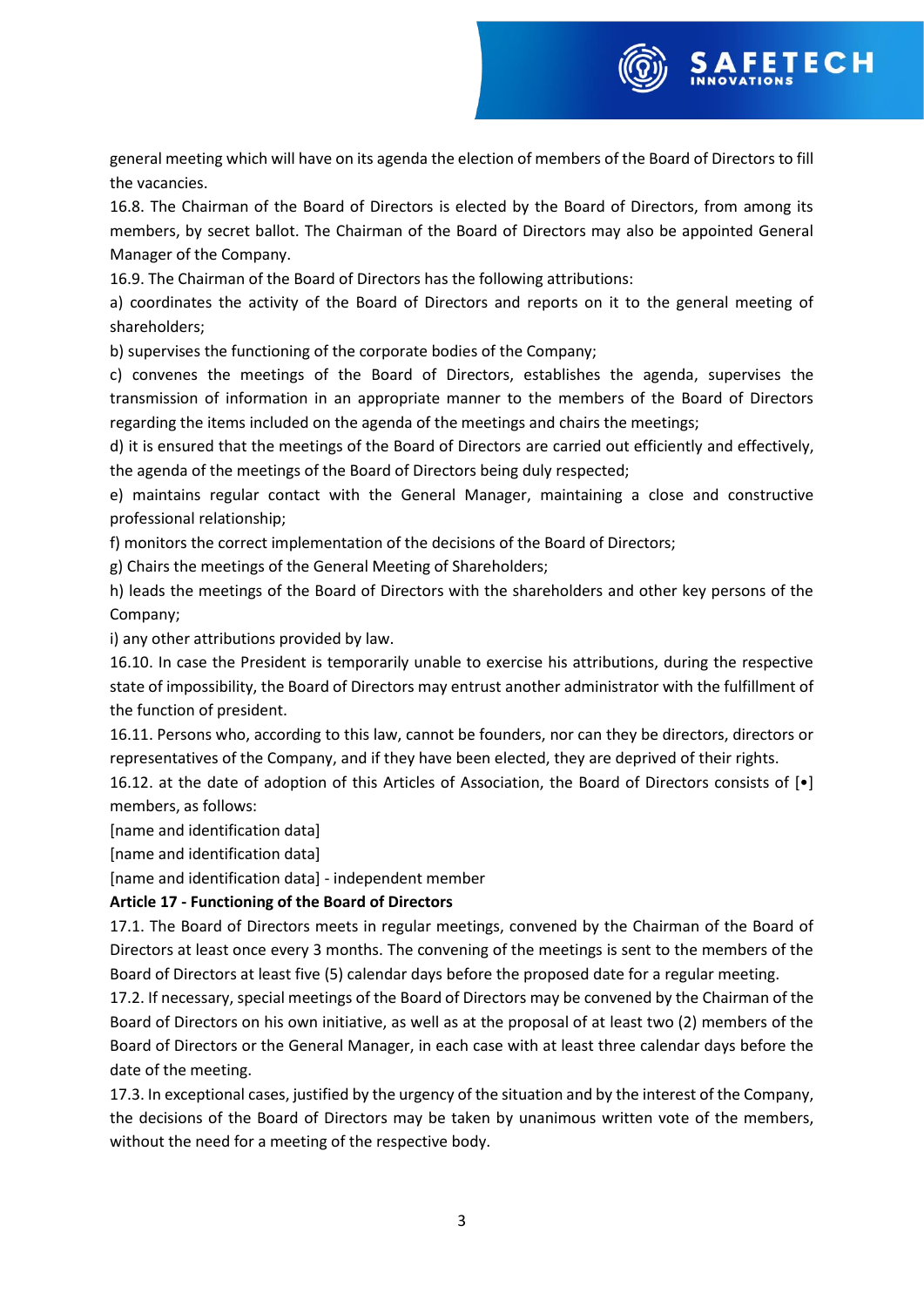general meeting which will have on its agenda the election of members of the Board of Directors to fill the vacancies.

16.8. The Chairman of the Board of Directors is elected by the Board of Directors, from among its members, by secret ballot. The Chairman of the Board of Directors may also be appointed General Manager of the Company.

16.9. The Chairman of the Board of Directors has the following attributions:

a) coordinates the activity of the Board of Directors and reports on it to the general meeting of shareholders;

b) supervises the functioning of the corporate bodies of the Company;

c) convenes the meetings of the Board of Directors, establishes the agenda, supervises the transmission of information in an appropriate manner to the members of the Board of Directors regarding the items included on the agenda of the meetings and chairs the meetings;

d) it is ensured that the meetings of the Board of Directors are carried out efficiently and effectively, the agenda of the meetings of the Board of Directors being duly respected;

e) maintains regular contact with the General Manager, maintaining a close and constructive professional relationship;

f) monitors the correct implementation of the decisions of the Board of Directors;

g) Chairs the meetings of the General Meeting of Shareholders;

h) leads the meetings of the Board of Directors with the shareholders and other key persons of the Company;

i) any other attributions provided by law.

16.10. In case the President is temporarily unable to exercise his attributions, during the respective state of impossibility, the Board of Directors may entrust another administrator with the fulfillment of the function of president.

16.11. Persons who, according to this law, cannot be founders, nor can they be directors, directors or representatives of the Company, and if they have been elected, they are deprived of their rights.

16.12. at the date of adoption of this Articles of Association, the Board of Directors consists of [•] members, as follows:

[name and identification data]

[name and identification data]

[name and identification data] - independent member

**Article 17 - Functioning of the Board of Directors**

17.1. The Board of Directors meets in regular meetings, convened by the Chairman of the Board of Directors at least once every 3 months. The convening of the meetings is sent to the members of the Board of Directors at least five (5) calendar days before the proposed date for a regular meeting.

17.2. If necessary, special meetings of the Board of Directors may be convened by the Chairman of the Board of Directors on his own initiative, as well as at the proposal of at least two (2) members of the Board of Directors or the General Manager, in each case with at least three calendar days before the date of the meeting.

17.3. In exceptional cases, justified by the urgency of the situation and by the interest of the Company, the decisions of the Board of Directors may be taken by unanimous written vote of the members, without the need for a meeting of the respective body.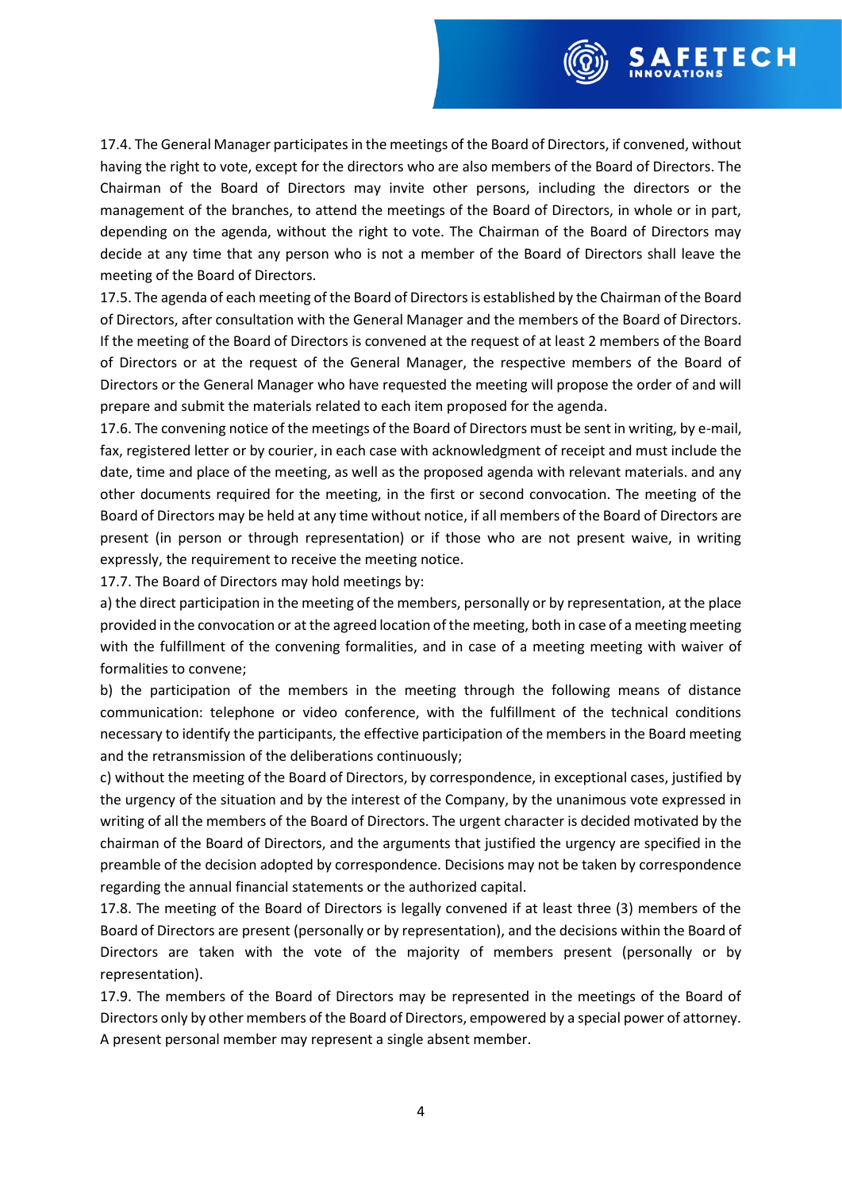17.4. The General Manager participates in the meetings of the Board of Directors, if convened, without having the right to vote, except for the directors who are also members of the Board of Directors. The Chairman of the Board of Directors may invite other persons, including the directors or the management of the branches, to attend the meetings of the Board of Directors, in whole or in part, depending on the agenda, without the right to vote. The Chairman of the Board of Directors may decide at any time that any person who is not a member of the Board of Directors shall leave the meeting of the Board of Directors.

17.5. The agenda of each meeting of the Board of Directors is established by the Chairman of the Board of Directors, after consultation with the General Manager and the members of the Board of Directors. If the meeting of the Board of Directors is convened at the request of at least 2 members of the Board of Directors or at the request of the General Manager, the respective members of the Board of Directors or the General Manager who have requested the meeting will propose the order of and will prepare and submit the materials related to each item proposed for the agenda.

17.6. The convening notice of the meetings of the Board of Directors must be sent in writing, by e-mail, fax, registered letter or by courier, in each case with acknowledgment of receipt and must include the date, time and place of the meeting, as well as the proposed agenda with relevant materials. and any other documents required for the meeting, in the first or second convocation. The meeting of the Board of Directors may be held at any time without notice, if all members of the Board of Directors are present (in person or through representation) or if those who are not present waive, in writing expressly, the requirement to receive the meeting notice.

17.7. The Board of Directors may hold meetings by:

a) the direct participation in the meeting of the members, personally or by representation, at the place provided in the convocation or at the agreed location of the meeting, both in case of a meeting meeting with the fulfillment of the convening formalities, and in case of a meeting meeting with waiver of formalities to convene;

b) the participation of the members in the meeting through the following means of distance communication: telephone or video conference, with the fulfillment of the technical conditions necessary to identify the participants, the effective participation of the members in the Board meeting and the retransmission of the deliberations continuously;

c) without the meeting of the Board of Directors, by correspondence, in exceptional cases, justified by the urgency of the situation and by the interest of the Company, by the unanimous vote expressed in writing of all the members of the Board of Directors. The urgent character is decided motivated by the chairman of the Board of Directors, and the arguments that justified the urgency are specified in the preamble of the decision adopted by correspondence. Decisions may not be taken by correspondence regarding the annual financial statements or the authorized capital.

17.8. The meeting of the Board of Directors is legally convened if at least three (3) members of the Board of Directors are present (personally or by representation), and the decisions within the Board of Directors are taken with the vote of the majority of members present (personally or by representation).

17.9. The members of the Board of Directors may be represented in the meetings of the Board of Directors only by other members of the Board of Directors, empowered by a special power of attorney. A present personal member may represent a single absent member.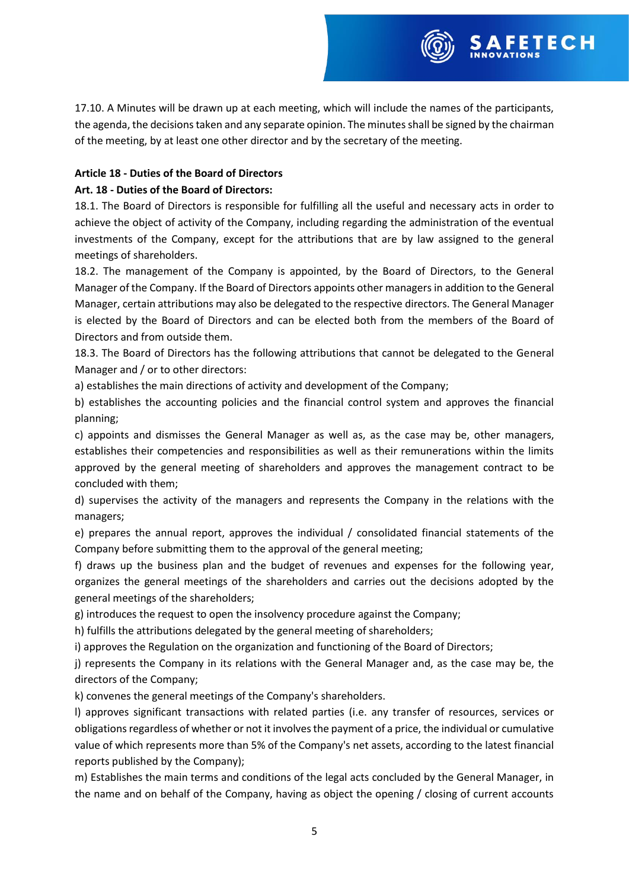17.10. A Minutes will be drawn up at each meeting, which will include the names of the participants, the agenda, the decisions taken and any separate opinion. The minutes shall be signed by the chairman of the meeting, by at least one other director and by the secretary of the meeting.

**Article 18 - Duties of the Board of Directors**

**Art. 18 - Duties of the Board of Directors:**

18.1. The Board of Directors is responsible for fulfilling all the useful and necessary acts in order to achieve the object of activity of the Company, including regarding the administration of the eventual investments of the Company, except for the attributions that are by law assigned to the general meetings of shareholders.

18.2. The management of the Company is appointed, by the Board of Directors, to the General Manager of the Company. If the Board of Directors appoints other managers in addition to the General Manager, certain attributions may also be delegated to the respective directors. The General Manager is elected by the Board of Directors and can be elected both from the members of the Board of Directors and from outside them.

18.3. The Board of Directors has the following attributions that cannot be delegated to the General Manager and / or to other directors:

a) establishes the main directions of activity and development of the Company;

b) establishes the accounting policies and the financial control system and approves the financial planning;

c) appoints and dismisses the General Manager as well as, as the case may be, other managers, establishes their competencies and responsibilities as well as their remunerations within the limits approved by the general meeting of shareholders and approves the management contract to be concluded with them;

d) supervises the activity of the managers and represents the Company in the relations with the managers;

e) prepares the annual report, approves the individual / consolidated financial statements of the Company before submitting them to the approval of the general meeting;

f) draws up the business plan and the budget of revenues and expenses for the following year, organizes the general meetings of the shareholders and carries out the decisions adopted by the general meetings of the shareholders;

g) introduces the request to open the insolvency procedure against the Company;

h) fulfills the attributions delegated by the general meeting of shareholders;

i) approves the Regulation on the organization and functioning of the Board of Directors;

j) represents the Company in its relations with the General Manager and, as the case may be, the directors of the Company;

k) convenes the general meetings of the Company's shareholders.

l) approves significant transactions with related parties (i.e. any transfer of resources, services or obligations regardless of whether or not it involves the payment of a price, the individual or cumulative value of which represents more than 5% of the Company's net assets, according to the latest financial reports published by the Company);

m) Establishes the main terms and conditions of the legal acts concluded by the General Manager, in the name and on behalf of the Company, having as object the opening / closing of current accounts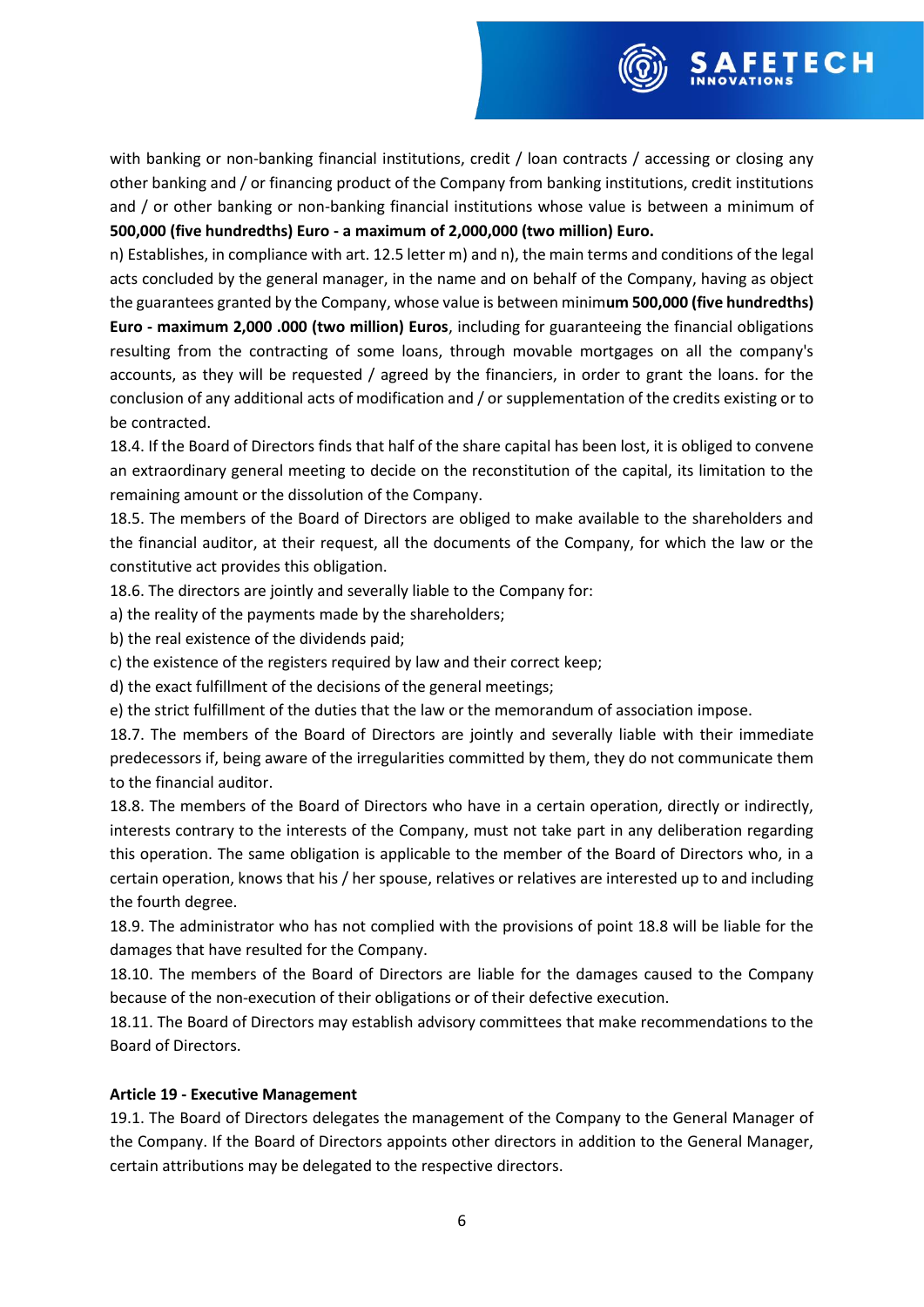with banking or non-banking financial institutions, credit / loan contracts / accessing or closing any other banking and / or financing product of the Company from banking institutions, credit institutions and / or other banking or non-banking financial institutions whose value is between a minimum of **500,000 (five hundredths) Euro - a maximum of 2,000,000 (two million) Euro.**

n) Establishes, in compliance with art. 12.5 letter m) and n), the main terms and conditions of the legal acts concluded by the general manager, in the name and on behalf of the Company, having as object the guarantees granted by the Company, whose value is between minim**um 500,000 (five hundredths) Euro - maximum 2,000 .000 (two million) Euros**, including for guaranteeing the financial obligations resulting from the contracting of some loans, through movable mortgages on all the company's accounts, as they will be requested / agreed by the financiers, in order to grant the loans. for the conclusion of any additional acts of modification and / or supplementation of the credits existing or to be contracted.

18.4. If the Board of Directors finds that half of the share capital has been lost, it is obliged to convene an extraordinary general meeting to decide on the reconstitution of the capital, its limitation to the remaining amount or the dissolution of the Company.

18.5. The members of the Board of Directors are obliged to make available to the shareholders and the financial auditor, at their request, all the documents of the Company, for which the law or the constitutive act provides this obligation.

18.6. The directors are jointly and severally liable to the Company for:

a) the reality of the payments made by the shareholders;

b) the real existence of the dividends paid;

c) the existence of the registers required by law and their correct keep;

d) the exact fulfillment of the decisions of the general meetings;

e) the strict fulfillment of the duties that the law or the memorandum of association impose.

18.7. The members of the Board of Directors are jointly and severally liable with their immediate predecessors if, being aware of the irregularities committed by them, they do not communicate them to the financial auditor.

18.8. The members of the Board of Directors who have in a certain operation, directly or indirectly, interests contrary to the interests of the Company, must not take part in any deliberation regarding this operation. The same obligation is applicable to the member of the Board of Directors who, in a certain operation, knows that his / her spouse, relatives or relatives are interested up to and including the fourth degree.

18.9. The administrator who has not complied with the provisions of point 18.8 will be liable for the damages that have resulted for the Company.

18.10. The members of the Board of Directors are liable for the damages caused to the Company because of the non-execution of their obligations or of their defective execution.

18.11. The Board of Directors may establish advisory committees that make recommendations to the Board of Directors.

**Article 19 - Executive Management**

19.1. The Board of Directors delegates the management of the Company to the General Manager of the Company. If the Board of Directors appoints other directors in addition to the General Manager, certain attributions may be delegated to the respective directors.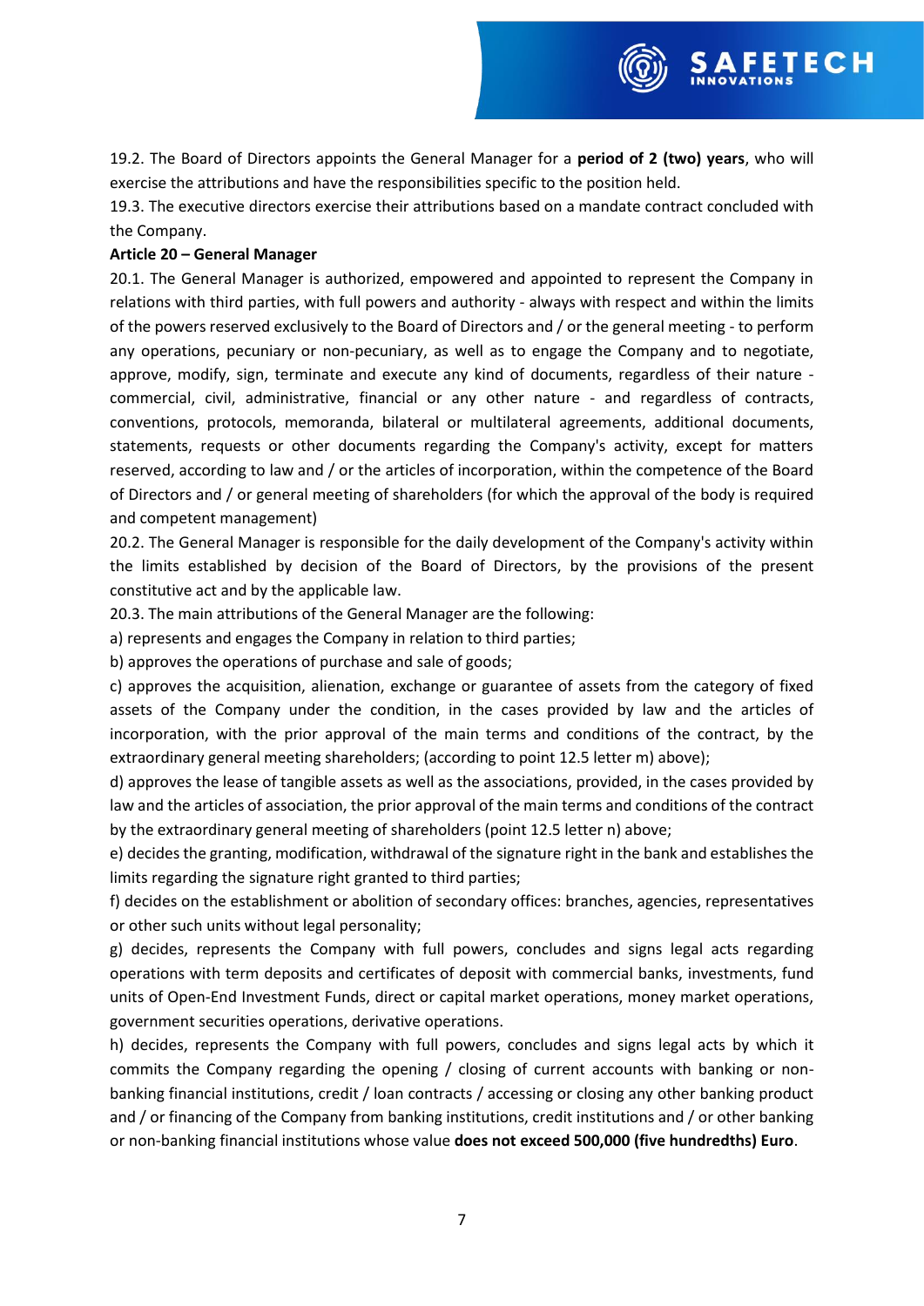19.2. The Board of Directors appoints the General Manager for a **period of 2 (two) years**, who will exercise the attributions and have the responsibilities specific to the position held.

19.3. The executive directors exercise their attributions based on a mandate contract concluded with the Company.

**Article 20 – General Manager**

20.1. The General Manager is authorized, empowered and appointed to represent the Company in relations with third parties, with full powers and authority - always with respect and within the limits of the powers reserved exclusively to the Board of Directors and / or the general meeting - to perform any operations, pecuniary or non-pecuniary, as well as to engage the Company and to negotiate, approve, modify, sign, terminate and execute any kind of documents, regardless of their nature - commercial, civil, administrative, financial or any other nature - and regardless of contracts, conventions, protocols, memoranda, bilateral or multilateral agreements, additional documents, statements, requests or other documents regarding the Company's activity, except for matters reserved, according to law and / or the articles of incorporation, within the competence of the Board of Directors and / or general meeting of shareholders (for which the approval of the body is required and competent management)

20.2. The General Manager is responsible for the daily development of the Company's activity within the limits established by decision of the Board of Directors, by the provisions of the present constitutive act and by the applicable law.

20.3. The main attributions of the General Manager are the following:

a) represents and engages the Company in relation to third parties;

b) approves the operations of purchase and sale of goods;

c) approves the acquisition, alienation, exchange or guarantee of assets from the category of fixed assets of the Company under the condition, in the cases provided by law and the articles of incorporation, with the prior approval of the main terms and conditions of the contract, by the extraordinary general meeting shareholders; (according to point 12.5 letter m) above);

d) approves the lease of tangible assets as well as the associations, provided, in the cases provided by law and the articles of association, the prior approval of the main terms and conditions of the contract by the extraordinary general meeting of shareholders (point 12.5 letter n) above;

e) decides the granting, modification, withdrawal of the signature right in the bank and establishes the limits regarding the signature right granted to third parties;

f) decides on the establishment or abolition of secondary offices: branches, agencies, representatives or other such units without legal personality;

g) decides, represents the Company with full powers, concludes and signs legal acts regarding operations with term deposits and certificates of deposit with commercial banks, investments, fund units of Open-End Investment Funds, direct or capital market operations, money market operations, government securities operations, derivative operations.

h) decides, represents the Company with full powers, concludes and signs legal acts by which it commits the Company regarding the opening / closing of current accounts with banking or non-banking financial institutions, credit / loan contracts / accessing or closing any other banking product and / or financing of the Company from banking institutions, credit institutions and / or other banking or non-banking financial institutions whose value **does not exceed 500,000 (five hundredths) Euro**.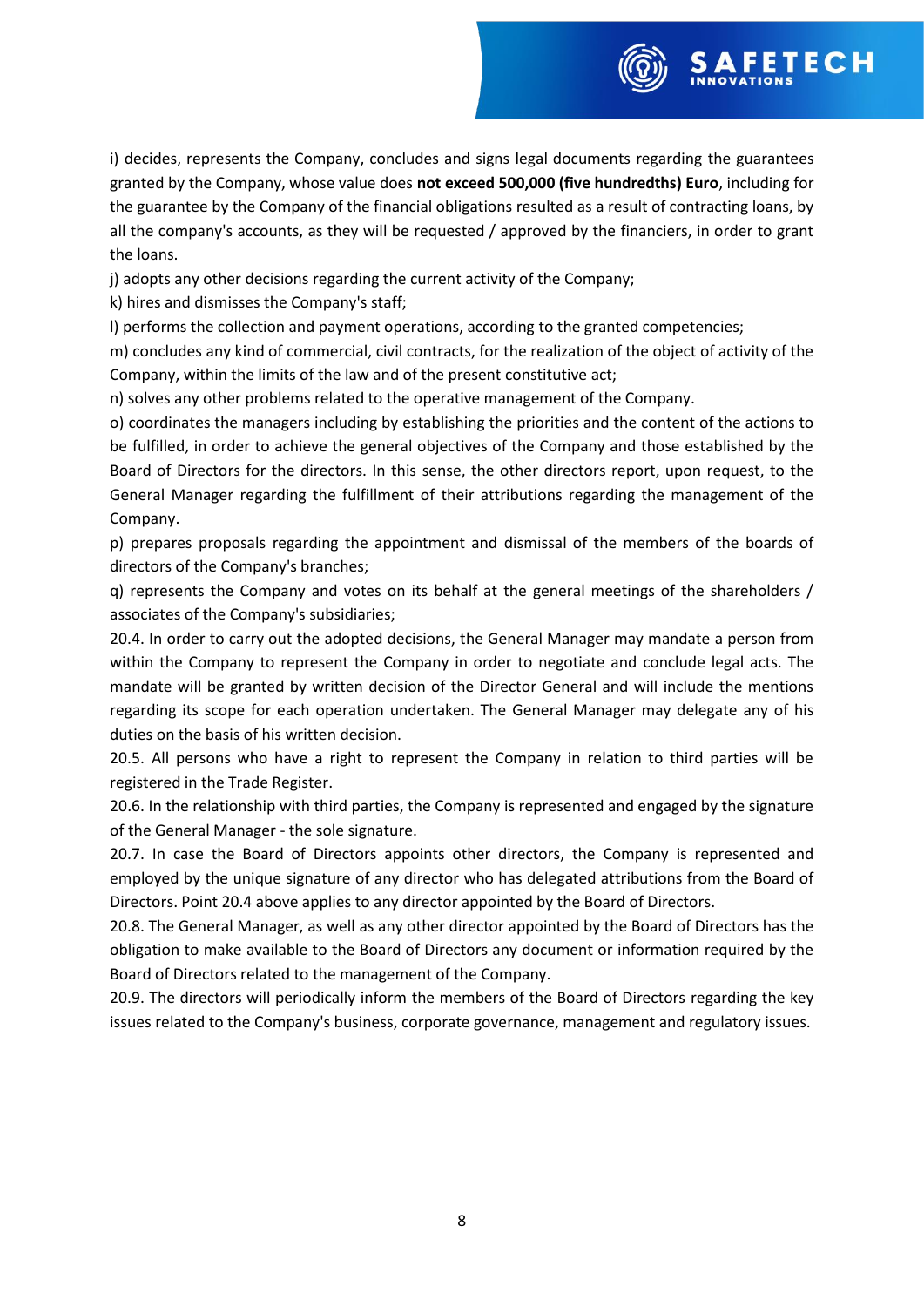i) decides, represents the Company, concludes and signs legal documents regarding the guarantees granted by the Company, whose value does **not exceed 500,000 (five hundredths) Euro**, including for the guarantee by the Company of the financial obligations resulted as a result of contracting loans, by all the company's accounts, as they will be requested / approved by the financiers, in order to grant the loans.

j) adopts any other decisions regarding the current activity of the Company;

k) hires and dismisses the Company's staff;

l) performs the collection and payment operations, according to the granted competencies;

m) concludes any kind of commercial, civil contracts, for the realization of the object of activity of the Company, within the limits of the law and of the present constitutive act;

n) solves any other problems related to the operative management of the Company.

o) coordinates the managers including by establishing the priorities and the content of the actions to be fulfilled, in order to achieve the general objectives of the Company and those established by the Board of Directors for the directors. In this sense, the other directors report, upon request, to the General Manager regarding the fulfillment of their attributions regarding the management of the Company.

p) prepares proposals regarding the appointment and dismissal of the members of the boards of directors of the Company's branches;

q) represents the Company and votes on its behalf at the general meetings of the shareholders / associates of the Company's subsidiaries;

20.4. In order to carry out the adopted decisions, the General Manager may mandate a person from within the Company to represent the Company in order to negotiate and conclude legal acts. The mandate will be granted by written decision of the Director General and will include the mentions regarding its scope for each operation undertaken. The General Manager may delegate any of his duties on the basis of his written decision.

20.5. All persons who have a right to represent the Company in relation to third parties will be registered in the Trade Register.

20.6. In the relationship with third parties, the Company is represented and engaged by the signature of the General Manager - the sole signature.

20.7. In case the Board of Directors appoints other directors, the Company is represented and employed by the unique signature of any director who has delegated attributions from the Board of Directors. Point 20.4 above applies to any director appointed by the Board of Directors.

20.8. The General Manager, as well as any other director appointed by the Board of Directors has the obligation to make available to the Board of Directors any document or information required by the Board of Directors related to the management of the Company.

20.9. The directors will periodically inform the members of the Board of Directors regarding the key issues related to the Company's business, corporate governance, management and regulatory issues.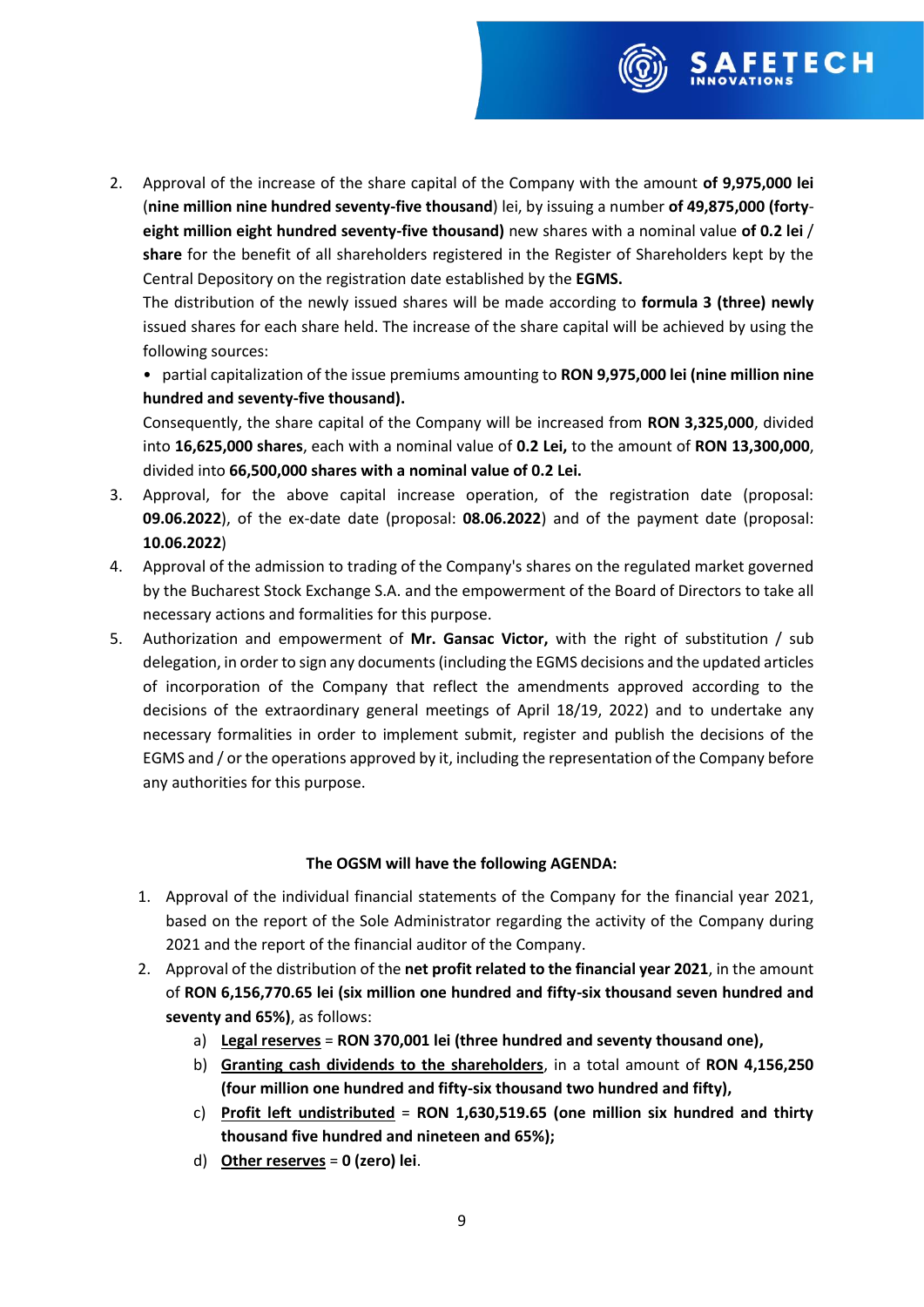2. Approval of the increase of the share capital of the Company with the amount **of 9,975,000 lei** (**nine million nine hundred seventy-five thousand**) lei, by issuing a number **of 49,875,000 (forty-eight million eight hundred seventy-five thousand)** new shares with a nominal value **of 0.2 lei / share** for the benefit of all shareholders registered in the Register of Shareholders kept by the Central Depository on the registration date established by the **EGMS.**

   The distribution of the newly issued shares will be made according to **formula 3 (three) newly** issued shares for each share held. The increase of the share capital will be achieved by using the following sources:

   • partial capitalization of the issue premiums amounting to **RON 9,975,000 lei (nine million nine hundred and seventy-five thousand).**

   Consequently, the share capital of the Company will be increased from **RON 3,325,000**, divided into **16,625,000 shares**, each with a nominal value of **0.2 Lei,** to the amount of **RON 13,300,000**, divided into **66,500,000 shares with a nominal value of 0.2 Lei.**

3. Approval, for the above capital increase operation, of the registration date (proposal: **09.06.2022**), of the ex-date date (proposal: **08.06.2022**) and of the payment date (proposal: **10.06.2022**)
4. Approval of the admission to trading of the Company's shares on the regulated market governed by the Bucharest Stock Exchange S.A. and the empowerment of the Board of Directors to take all necessary actions and formalities for this purpose.
5. Authorization and empowerment of **Mr. Gansac Victor,** with the right of substitution / sub delegation, in order to sign any documents (including the EGMS decisions and the updated articles of incorporation of the Company that reflect the amendments approved according to the decisions of the extraordinary general meetings of April 18/19, 2022) and to undertake any necessary formalities in order to implement submit, register and publish the decisions of the EGMS and / or the operations approved by it, including the representation of the Company before any authorities for this purpose.

**The OGSM will have the following AGENDA:**

1. Approval of the individual financial statements of the Company for the financial year 2021, based on the report of the Sole Administrator regarding the activity of the Company during 2021 and the report of the financial auditor of the Company.
2. Approval of the distribution of the **net profit related to the financial year 2021**, in the amount of **RON 6,156,770.65 lei (six million one hundred and fifty-six thousand seven hundred and seventy and 65%)**, as follows:
   a) **Legal reserves** = **RON 370,001 lei (three hundred and seventy thousand one),**
   b) **Granting cash dividends to the shareholders**, in a total amount of **RON 4,156,250 (four million one hundred and fifty-six thousand two hundred and fifty),**
   c) **Profit left undistributed** = **RON 1,630,519.65 (one million six hundred and thirty thousand five hundred and nineteen and 65%);**
   d) **Other reserves** = **0 (zero) lei**.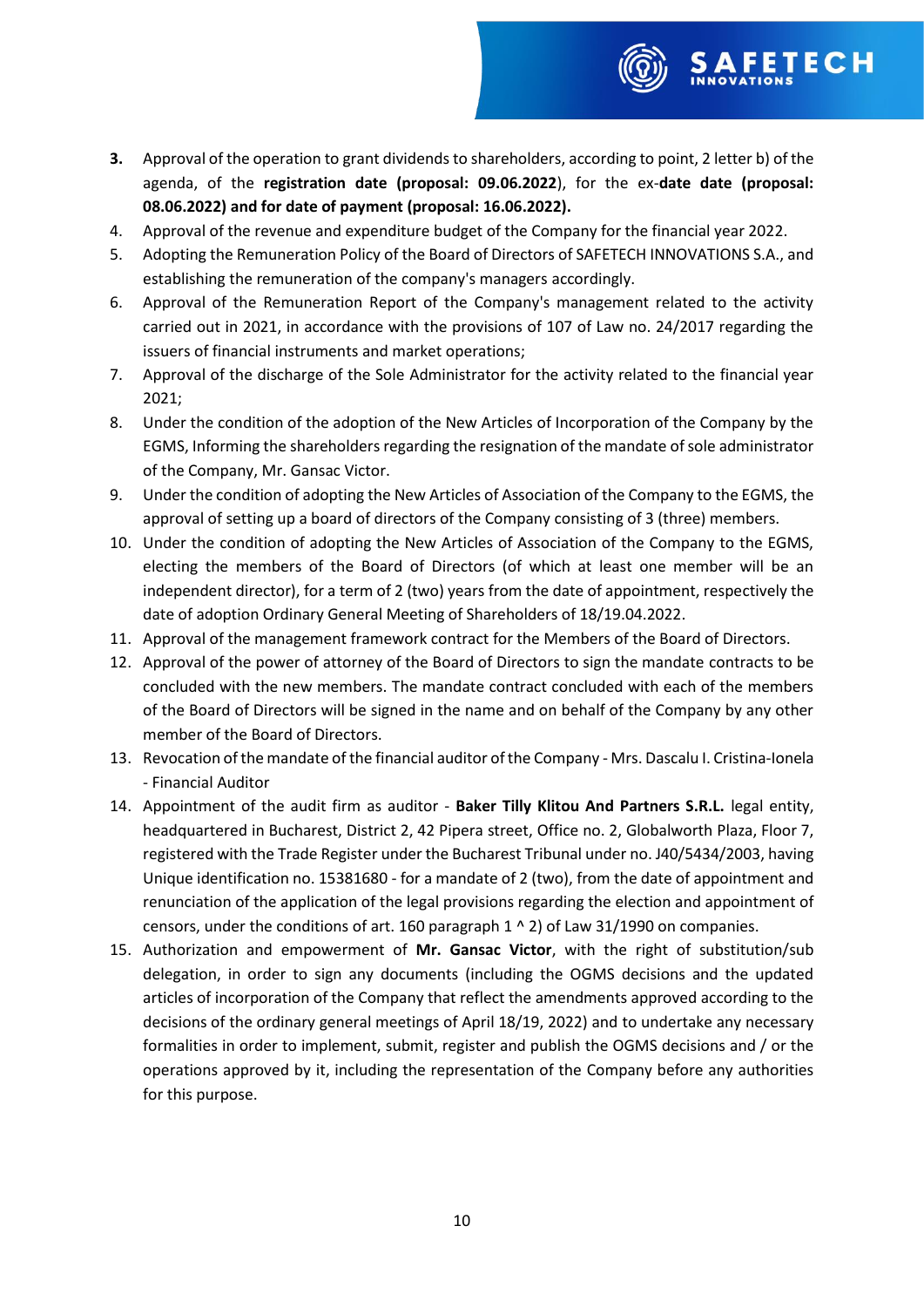3. Approval of the operation to grant dividends to shareholders, according to point, 2 letter b) of the agenda, of the **registration date (proposal: 09.06.2022**), for the ex-**date date (proposal: 08.06.2022) and for date of payment (proposal: 16.06.2022).**
4. Approval of the revenue and expenditure budget of the Company for the financial year 2022.
5. Adopting the Remuneration Policy of the Board of Directors of SAFETECH INNOVATIONS S.A., and establishing the remuneration of the company's managers accordingly.
6. Approval of the Remuneration Report of the Company's management related to the activity carried out in 2021, in accordance with the provisions of 107 of Law no. 24/2017 regarding the issuers of financial instruments and market operations;
7. Approval of the discharge of the Sole Administrator for the activity related to the financial year 2021;
8. Under the condition of the adoption of the New Articles of Incorporation of the Company by the EGMS, Informing the shareholders regarding the resignation of the mandate of sole administrator of the Company, Mr. Gansac Victor.
9. Under the condition of adopting the New Articles of Association of the Company to the EGMS, the approval of setting up a board of directors of the Company consisting of 3 (three) members.
10. Under the condition of adopting the New Articles of Association of the Company to the EGMS, electing the members of the Board of Directors (of which at least one member will be an independent director), for a term of 2 (two) years from the date of appointment, respectively the date of adoption Ordinary General Meeting of Shareholders of 18/19.04.2022.
11. Approval of the management framework contract for the Members of the Board of Directors.
12. Approval of the power of attorney of the Board of Directors to sign the mandate contracts to be concluded with the new members. The mandate contract concluded with each of the members of the Board of Directors will be signed in the name and on behalf of the Company by any other member of the Board of Directors.
13. Revocation of the mandate of the financial auditor of the Company - Mrs. Dascalu I. Cristina-Ionela - Financial Auditor
14. Appointment of the audit firm as auditor - **Baker Tilly Klitou And Partners S.R.L.** legal entity, headquartered in Bucharest, District 2, 42 Pipera street, Office no. 2, Globalworth Plaza, Floor 7, registered with the Trade Register under the Bucharest Tribunal under no. J40/5434/2003, having Unique identification no. 15381680 - for a mandate of 2 (two), from the date of appointment and renunciation of the application of the legal provisions regarding the election and appointment of censors, under the conditions of art. 160 paragraph 1 ^ 2) of Law 31/1990 on companies.
15. Authorization and empowerment of **Mr. Gansac Victor**, with the right of substitution/sub delegation, in order to sign any documents (including the OGMS decisions and the updated articles of incorporation of the Company that reflect the amendments approved according to the decisions of the ordinary general meetings of April 18/19, 2022) and to undertake any necessary formalities in order to implement, submit, register and publish the OGMS decisions and / or the operations approved by it, including the representation of the Company before any authorities for this purpose.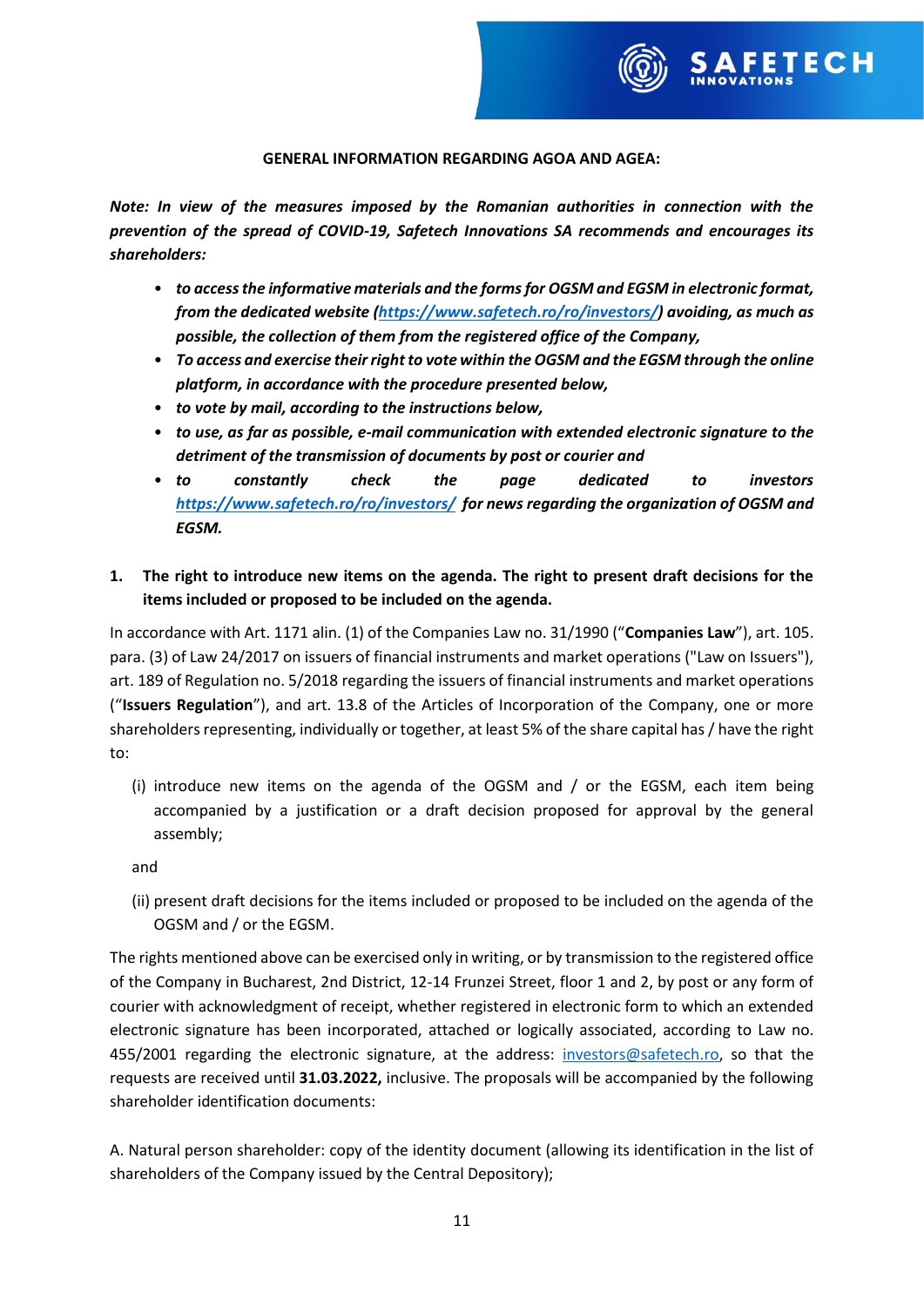**GENERAL INFORMATION REGARDING AGOA AND AGEA:**

***Note: In view of the measures imposed by the Romanian authorities in connection with the prevention of the spread of COVID-19, Safetech Innovations SA recommends and encourages its shareholders:***

- ***to access the informative materials and the forms for OGSM and EGSM in electronic format, from the dedicated website (https://www.safetech.ro/ro/investors/) avoiding, as much as possible, the collection of them from the registered office of the Company,***
- ***To access and exercise their right to vote within the OGSM and the EGSM through the online platform, in accordance with the procedure presented below,***
- ***to vote by mail, according to the instructions below,***
- ***to use, as far as possible, e-mail communication with extended electronic signature to the detriment of the transmission of documents by post or courier and***
- ***to constantly check the page dedicated to investors https://www.safetech.ro/ro/investors/ for news regarding the organization of OGSM and EGSM.***

**1. The right to introduce new items on the agenda. The right to present draft decisions for the items included or proposed to be included on the agenda.**

In accordance with Art. 1171 alin. (1) of the Companies Law no. 31/1990 ("**Companies Law**"), art. 105. para. (3) of Law 24/2017 on issuers of financial instruments and market operations ("Law on Issuers"), art. 189 of Regulation no. 5/2018 regarding the issuers of financial instruments and market operations ("**Issuers Regulation**"), and art. 13.8 of the Articles of Incorporation of the Company, one or more shareholders representing, individually or together, at least 5% of the share capital has / have the right to:

(i) introduce new items on the agenda of the OGSM and / or the EGSM, each item being accompanied by a justification or a draft decision proposed for approval by the general assembly;

and

(ii) present draft decisions for the items included or proposed to be included on the agenda of the OGSM and / or the EGSM.

The rights mentioned above can be exercised only in writing, or by transmission to the registered office of the Company in Bucharest, 2nd District, 12-14 Frunzei Street, floor 1 and 2, by post or any form of courier with acknowledgment of receipt, whether registered in electronic form to which an extended electronic signature has been incorporated, attached or logically associated, according to Law no. 455/2001 regarding the electronic signature, at the address: investors@safetech.ro, so that the requests are received until **31.03.2022,** inclusive. The proposals will be accompanied by the following shareholder identification documents:

A. Natural person shareholder: copy of the identity document (allowing its identification in the list of shareholders of the Company issued by the Central Depository);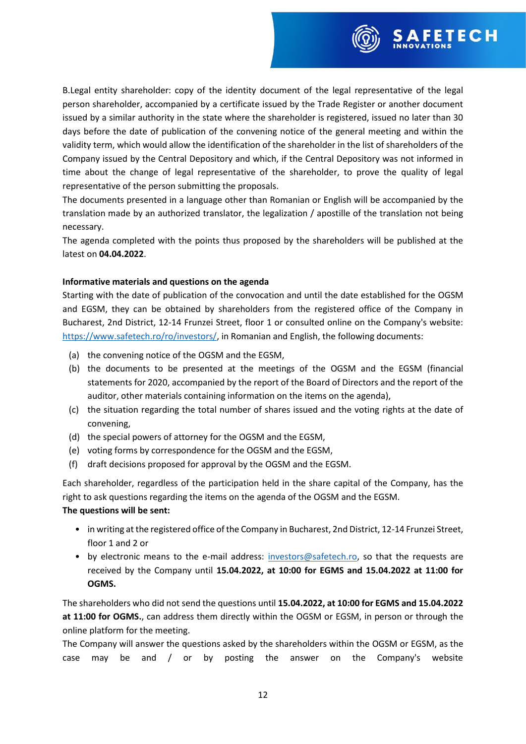B.Legal entity shareholder: copy of the identity document of the legal representative of the legal person shareholder, accompanied by a certificate issued by the Trade Register or another document issued by a similar authority in the state where the shareholder is registered, issued no later than 30 days before the date of publication of the convening notice of the general meeting and within the validity term, which would allow the identification of the shareholder in the list of shareholders of the Company issued by the Central Depository and which, if the Central Depository was not informed in time about the change of legal representative of the shareholder, to prove the quality of legal representative of the person submitting the proposals.

The documents presented in a language other than Romanian or English will be accompanied by the translation made by an authorized translator, the legalization / apostille of the translation not being necessary.

The agenda completed with the points thus proposed by the shareholders will be published at the latest on **04.04.2022**.

**Informative materials and questions on the agenda**

Starting with the date of publication of the convocation and until the date established for the OGSM and EGSM, they can be obtained by shareholders from the registered office of the Company in Bucharest, 2nd District, 12-14 Frunzei Street, floor 1 or consulted online on the Company's website: https://www.safetech.ro/ro/investors/, in Romanian and English, the following documents:

(a) the convening notice of the OGSM and the EGSM,
(b) the documents to be presented at the meetings of the OGSM and the EGSM (financial statements for 2020, accompanied by the report of the Board of Directors and the report of the auditor, other materials containing information on the items on the agenda),
(c) the situation regarding the total number of shares issued and the voting rights at the date of convening,
(d) the special powers of attorney for the OGSM and the EGSM,
(e) voting forms by correspondence for the OGSM and the EGSM,
(f) draft decisions proposed for approval by the OGSM and the EGSM.

Each shareholder, regardless of the participation held in the share capital of the Company, has the right to ask questions regarding the items on the agenda of the OGSM and the EGSM.

**The questions will be sent:**

- in writing at the registered office of the Company in Bucharest, 2nd District, 12-14 Frunzei Street, floor 1 and 2 or
- by electronic means to the e-mail address: investors@safetech.ro, so that the requests are received by the Company until **15.04.2022, at 10:00 for EGMS and 15.04.2022 at 11:00 for OGMS.**

The shareholders who did not send the questions until **15.04.2022, at 10:00 for EGMS and 15.04.2022 at 11:00 for OGMS.**, can address them directly within the OGSM or EGSM, in person or through the online platform for the meeting.

The Company will answer the questions asked by the shareholders within the OGSM or EGSM, as the case may be and / or by posting the answer on the Company's website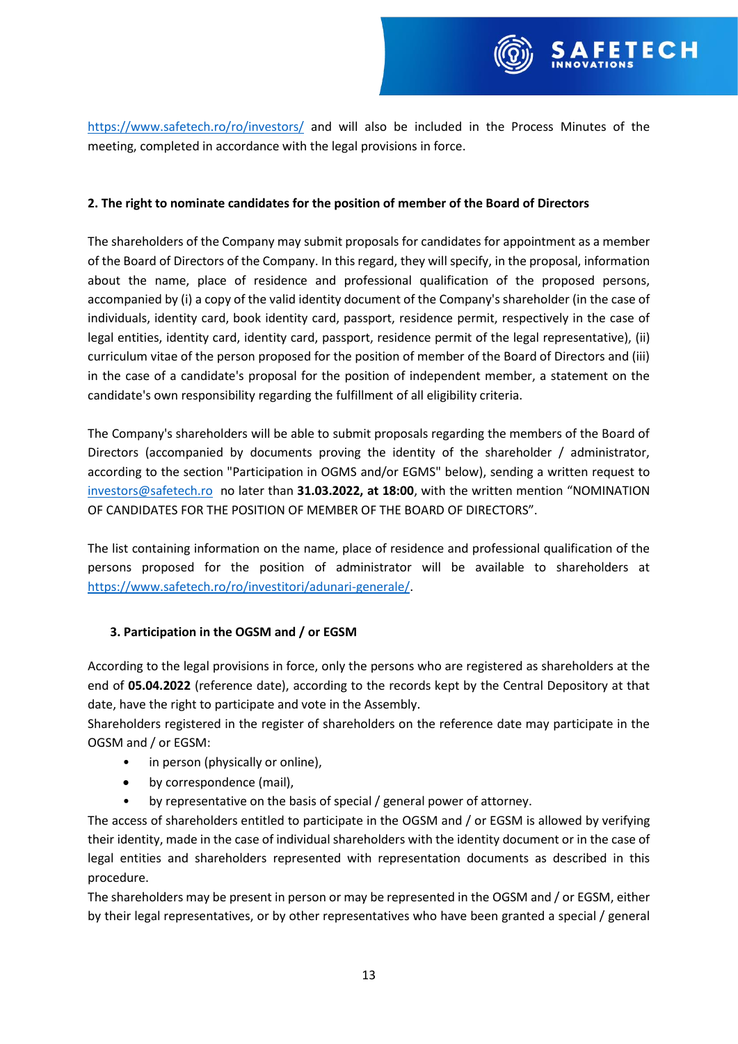https://www.safetech.ro/ro/investors/ and will also be included in the Process Minutes of the meeting, completed in accordance with the legal provisions in force.

**2. The right to nominate candidates for the position of member of the Board of Directors**

The shareholders of the Company may submit proposals for candidates for appointment as a member of the Board of Directors of the Company. In this regard, they will specify, in the proposal, information about the name, place of residence and professional qualification of the proposed persons, accompanied by (i) a copy of the valid identity document of the Company's shareholder (in the case of individuals, identity card, book identity card, passport, residence permit, respectively in the case of legal entities, identity card, identity card, passport, residence permit of the legal representative), (ii) curriculum vitae of the person proposed for the position of member of the Board of Directors and (iii) in the case of a candidate's proposal for the position of independent member, a statement on the candidate's own responsibility regarding the fulfillment of all eligibility criteria.

The Company's shareholders will be able to submit proposals regarding the members of the Board of Directors (accompanied by documents proving the identity of the shareholder / administrator, according to the section "Participation in OGMS and/or EGMS" below), sending a written request to investors@safetech.ro no later than **31.03.2022, at 18:00**, with the written mention "NOMINATION OF CANDIDATES FOR THE POSITION OF MEMBER OF THE BOARD OF DIRECTORS".

The list containing information on the name, place of residence and professional qualification of the persons proposed for the position of administrator will be available to shareholders at https://www.safetech.ro/ro/investitori/adunari-generale/.

**3. Participation in the OGSM and / or EGSM**

According to the legal provisions in force, only the persons who are registered as shareholders at the end of **05.04.2022** (reference date), according to the records kept by the Central Depository at that date, have the right to participate and vote in the Assembly.

Shareholders registered in the register of shareholders on the reference date may participate in the OGSM and / or EGSM:

- in person (physically or online),
- by correspondence (mail),
- by representative on the basis of special / general power of attorney.

The access of shareholders entitled to participate in the OGSM and / or EGSM is allowed by verifying their identity, made in the case of individual shareholders with the identity document or in the case of legal entities and shareholders represented with representation documents as described in this procedure.

The shareholders may be present in person or may be represented in the OGSM and / or EGSM, either by their legal representatives, or by other representatives who have been granted a special / general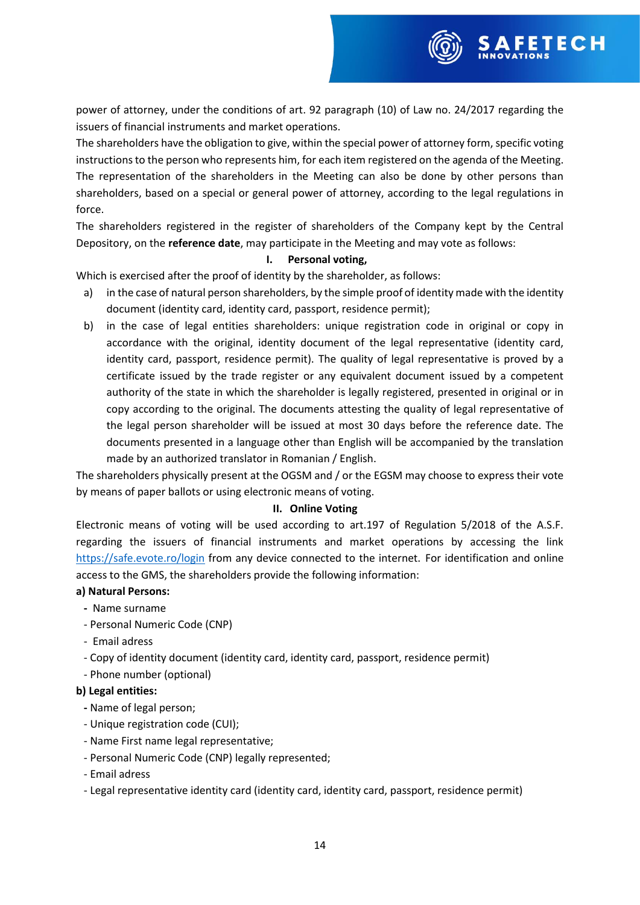power of attorney, under the conditions of art. 92 paragraph (10) of Law no. 24/2017 regarding the issuers of financial instruments and market operations.

The shareholders have the obligation to give, within the special power of attorney form, specific voting instructions to the person who represents him, for each item registered on the agenda of the Meeting. The representation of the shareholders in the Meeting can also be done by other persons than shareholders, based on a special or general power of attorney, according to the legal regulations in force.

The shareholders registered in the register of shareholders of the Company kept by the Central Depository, on the **reference date**, may participate in the Meeting and may vote as follows:

**I. Personal voting,**

Which is exercised after the proof of identity by the shareholder, as follows:

a) in the case of natural person shareholders, by the simple proof of identity made with the identity document (identity card, identity card, passport, residence permit);

b) in the case of legal entities shareholders: unique registration code in original or copy in accordance with the original, identity document of the legal representative (identity card, identity card, passport, residence permit). The quality of legal representative is proved by a certificate issued by the trade register or any equivalent document issued by a competent authority of the state in which the shareholder is legally registered, presented in original or in copy according to the original. The documents attesting the quality of legal representative of the legal person shareholder will be issued at most 30 days before the reference date. The documents presented in a language other than English will be accompanied by the translation made by an authorized translator in Romanian / English.

The shareholders physically present at the OGSM and / or the EGSM may choose to express their vote by means of paper ballots or using electronic means of voting.

**II. Online Voting**

Electronic means of voting will be used according to art.197 of Regulation 5/2018 of the A.S.F. regarding the issuers of financial instruments and market operations by accessing the link https://safe.evote.ro/login from any device connected to the internet. For identification and online access to the GMS, the shareholders provide the following information:

**a) Natural Persons:**

- Name surname
- Personal Numeric Code (CNP)
- Email adress
- Copy of identity document (identity card, identity card, passport, residence permit)
- Phone number (optional)

**b) Legal entities:**

- Name of legal person;
- Unique registration code (CUI);
- Name First name legal representative;
- Personal Numeric Code (CNP) legally represented;
- Email adress
- Legal representative identity card (identity card, identity card, passport, residence permit)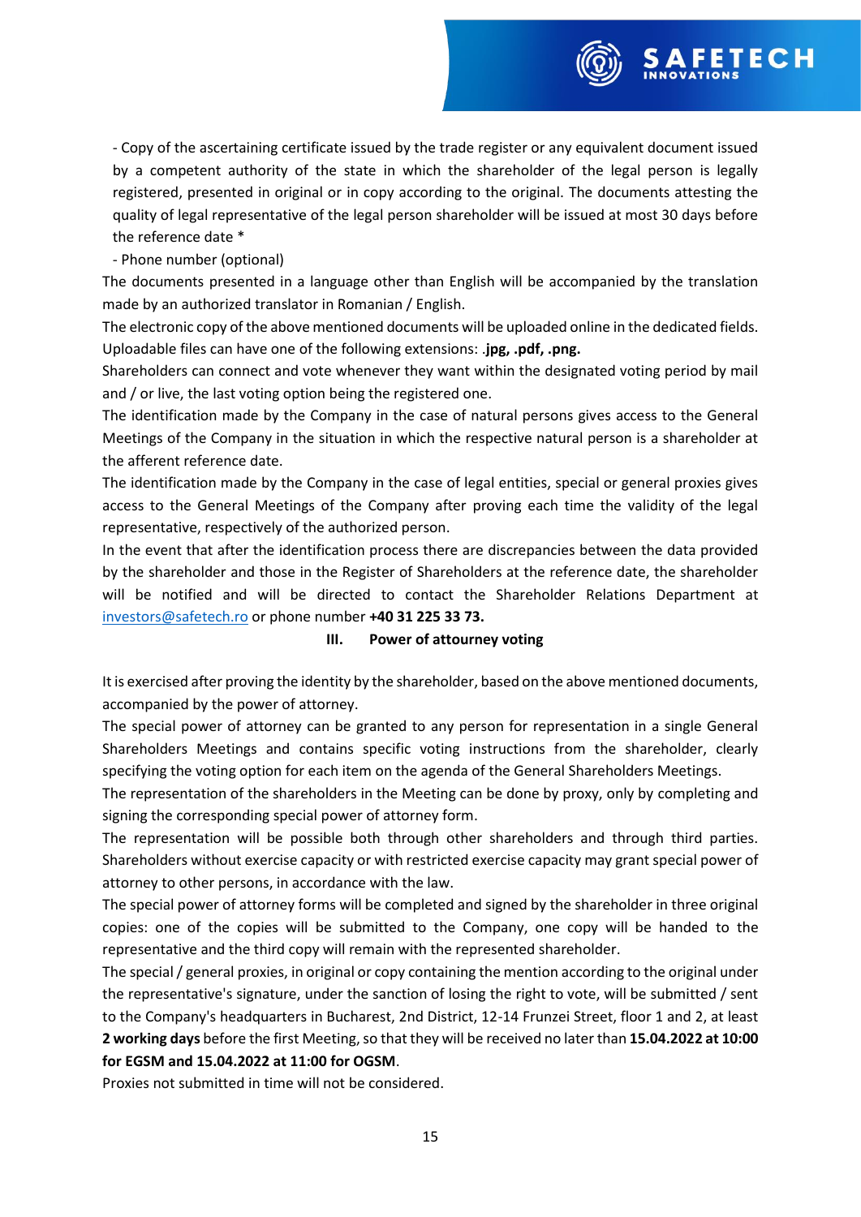- Copy of the ascertaining certificate issued by the trade register or any equivalent document issued by a competent authority of the state in which the shareholder of the legal person is legally registered, presented in original or in copy according to the original. The documents attesting the quality of legal representative of the legal person shareholder will be issued at most 30 days before the reference date *
- Phone number (optional)

The documents presented in a language other than English will be accompanied by the translation made by an authorized translator in Romanian / English.

The electronic copy of the above mentioned documents will be uploaded online in the dedicated fields. Uploadable files can have one of the following extensions: **.jpg, .pdf, .png.**

Shareholders can connect and vote whenever they want within the designated voting period by mail and / or live, the last voting option being the registered one.

The identification made by the Company in the case of natural persons gives access to the General Meetings of the Company in the situation in which the respective natural person is a shareholder at the afferent reference date.

The identification made by the Company in the case of legal entities, special or general proxies gives access to the General Meetings of the Company after proving each time the validity of the legal representative, respectively of the authorized person.

In the event that after the identification process there are discrepancies between the data provided by the shareholder and those in the Register of Shareholders at the reference date, the shareholder will be notified and will be directed to contact the Shareholder Relations Department at investors@safetech.ro or phone number **+40 31 225 33 73.**

## III. Power of attourney voting

It is exercised after proving the identity by the shareholder, based on the above mentioned documents, accompanied by the power of attorney.

The special power of attorney can be granted to any person for representation in a single General Shareholders Meetings and contains specific voting instructions from the shareholder, clearly specifying the voting option for each item on the agenda of the General Shareholders Meetings.

The representation of the shareholders in the Meeting can be done by proxy, only by completing and signing the corresponding special power of attorney form.

The representation will be possible both through other shareholders and through third parties. Shareholders without exercise capacity or with restricted exercise capacity may grant special power of attorney to other persons, in accordance with the law.

The special power of attorney forms will be completed and signed by the shareholder in three original copies: one of the copies will be submitted to the Company, one copy will be handed to the representative and the third copy will remain with the represented shareholder.

The special / general proxies, in original or copy containing the mention according to the original under the representative's signature, under the sanction of losing the right to vote, will be submitted / sent to the Company's headquarters in Bucharest, 2nd District, 12-14 Frunzei Street, floor 1 and 2, at least **2 working days** before the first Meeting, so that they will be received no later than **15.04.2022 at 10:00 for EGSM and 15.04.2022 at 11:00 for OGSM**.

Proxies not submitted in time will not be considered.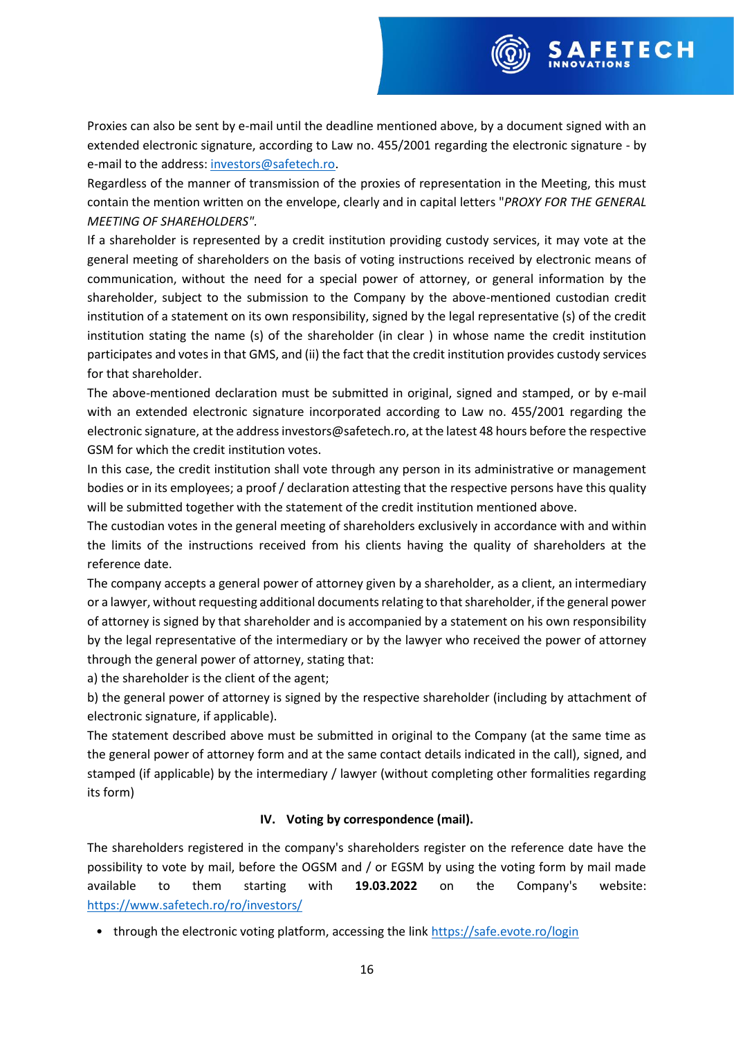Proxies can also be sent by e-mail until the deadline mentioned above, by a document signed with an extended electronic signature, according to Law no. 455/2001 regarding the electronic signature - by e-mail to the address: investors@safetech.ro.

Regardless of the manner of transmission of the proxies of representation in the Meeting, this must contain the mention written on the envelope, clearly and in capital letters "*PROXY FOR THE GENERAL MEETING OF SHAREHOLDERS"*.

If a shareholder is represented by a credit institution providing custody services, it may vote at the general meeting of shareholders on the basis of voting instructions received by electronic means of communication, without the need for a special power of attorney, or general information by the shareholder, subject to the submission to the Company by the above-mentioned custodian credit institution of a statement on its own responsibility, signed by the legal representative (s) of the credit institution stating the name (s) of the shareholder (in clear ) in whose name the credit institution participates and votes in that GMS, and (ii) the fact that the credit institution provides custody services for that shareholder.

The above-mentioned declaration must be submitted in original, signed and stamped, or by e-mail with an extended electronic signature incorporated according to Law no. 455/2001 regarding the electronic signature, at the address investors@safetech.ro, at the latest 48 hours before the respective GSM for which the credit institution votes.

In this case, the credit institution shall vote through any person in its administrative or management bodies or in its employees; a proof / declaration attesting that the respective persons have this quality will be submitted together with the statement of the credit institution mentioned above.

The custodian votes in the general meeting of shareholders exclusively in accordance with and within the limits of the instructions received from his clients having the quality of shareholders at the reference date.

The company accepts a general power of attorney given by a shareholder, as a client, an intermediary or a lawyer, without requesting additional documents relating to that shareholder, if the general power of attorney is signed by that shareholder and is accompanied by a statement on his own responsibility by the legal representative of the intermediary or by the lawyer who received the power of attorney through the general power of attorney, stating that:

a) the shareholder is the client of the agent;

b) the general power of attorney is signed by the respective shareholder (including by attachment of electronic signature, if applicable).

The statement described above must be submitted in original to the Company (at the same time as the general power of attorney form and at the same contact details indicated in the call), signed, and stamped (if applicable) by the intermediary / lawyer (without completing other formalities regarding its form)

## IV. Voting by correspondence (mail).

The shareholders registered in the company's shareholders register on the reference date have the possibility to vote by mail, before the OGSM and / or EGSM by using the voting form by mail made available to them starting with **19.03.2022** on the Company's website: https://www.safetech.ro/ro/investors/

- through the electronic voting platform, accessing the link https://safe.evote.ro/login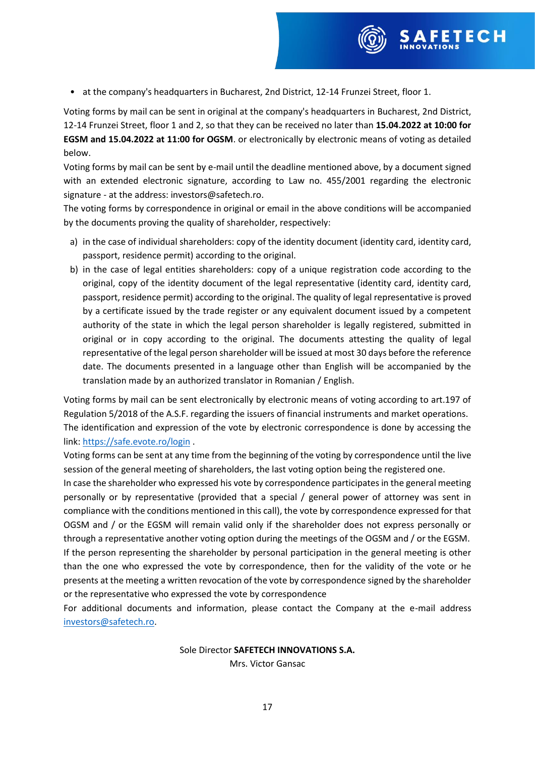- at the company's headquarters in Bucharest, 2nd District, 12-14 Frunzei Street, floor 1.

Voting forms by mail can be sent in original at the company's headquarters in Bucharest, 2nd District, 12-14 Frunzei Street, floor 1 and 2, so that they can be received no later than **15.04.2022 at 10:00 for EGSM and 15.04.2022 at 11:00 for OGSM**. or electronically by electronic means of voting as detailed below.

Voting forms by mail can be sent by e-mail until the deadline mentioned above, by a document signed with an extended electronic signature, according to Law no. 455/2001 regarding the electronic signature - at the address: investors@safetech.ro.

The voting forms by correspondence in original or email in the above conditions will be accompanied by the documents proving the quality of shareholder, respectively:

a) in the case of individual shareholders: copy of the identity document (identity card, identity card, passport, residence permit) according to the original.
b) in the case of legal entities shareholders: copy of a unique registration code according to the original, copy of the identity document of the legal representative (identity card, identity card, passport, residence permit) according to the original. The quality of legal representative is proved by a certificate issued by the trade register or any equivalent document issued by a competent authority of the state in which the legal person shareholder is legally registered, submitted in original or in copy according to the original. The documents attesting the quality of legal representative of the legal person shareholder will be issued at most 30 days before the reference date. The documents presented in a language other than English will be accompanied by the translation made by an authorized translator in Romanian / English.

Voting forms by mail can be sent electronically by electronic means of voting according to art.197 of Regulation 5/2018 of the A.S.F. regarding the issuers of financial instruments and market operations.

The identification and expression of the vote by electronic correspondence is done by accessing the link: https://safe.evote.ro/login .

Voting forms can be sent at any time from the beginning of the voting by correspondence until the live session of the general meeting of shareholders, the last voting option being the registered one.

In case the shareholder who expressed his vote by correspondence participates in the general meeting personally or by representative (provided that a special / general power of attorney was sent in compliance with the conditions mentioned in this call), the vote by correspondence expressed for that OGSM and / or the EGSM will remain valid only if the shareholder does not express personally or through a representative another voting option during the meetings of the OGSM and / or the EGSM.

If the person representing the shareholder by personal participation in the general meeting is other than the one who expressed the vote by correspondence, then for the validity of the vote or he presents at the meeting a written revocation of the vote by correspondence signed by the shareholder or the representative who expressed the vote by correspondence

For additional documents and information, please contact the Company at the e-mail address investors@safetech.ro.

Sole Director **SAFETECH INNOVATIONS S.A.**

Mrs. Victor Gansac